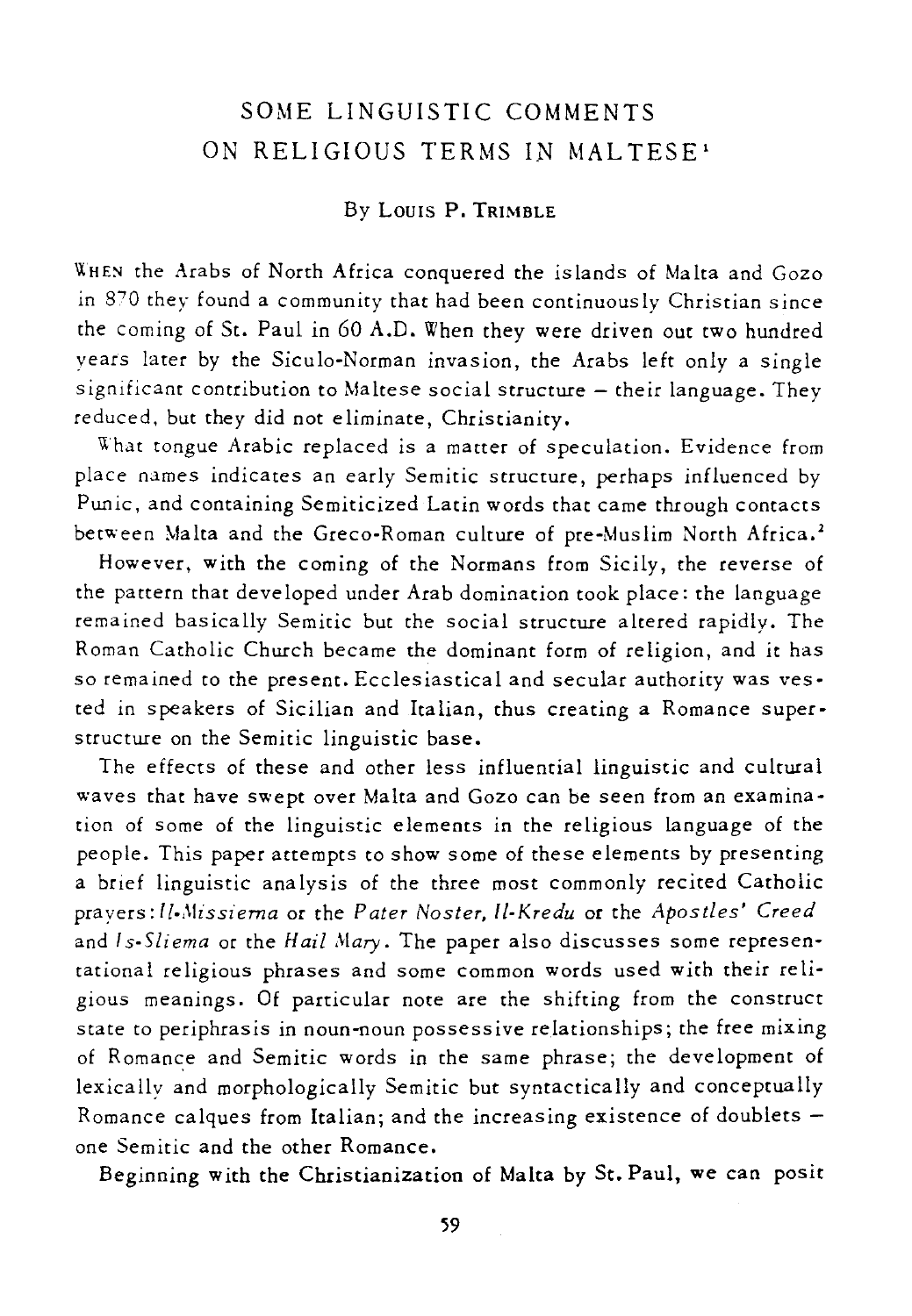# SOME LINGUISTIC COMMENTS ON RELIGIOUS TERMS IN MALTESE[1]

By Louis P. Trimble

When the Arabs of North Africa conquered the islands of Malta and Gozo in 870 they found a community that had been continuously Christian since the coming of St. Paul in 60 A.D. When they were driven out two hundred years later by the Siculo-Norman invasion, the Arabs left only a single significant contribution to Maltese social structure – their language. They reduced, but they did not eliminate, Christianity.

What tongue Arabic replaced is a matter of speculation. Evidence from place names indicates an early Semitic structure, perhaps influenced by Punic, and containing Semiticized Latin words that came through contacts between Malta and the Greco-Roman culture of pre-Muslim North Africa.[2]

However, with the coming of the Normans from Sicily, the reverse of the pattern that developed under Arab domination took place: the language remained basically Semitic but the social structure altered rapidly. The Roman Catholic Church became the dominant form of religion, and it has so remained to the present. Ecclesiastical and secular authority was vested in speakers of Sicilian and Italian, thus creating a Romance superstructure on the Semitic linguistic base.

The effects of these and other less influential linguistic and cultural waves that have swept over Malta and Gozo can be seen from an examination of some of the linguistic elements in the religious language of the people. This paper attempts to show some of these elements by presenting a brief linguistic analysis of the three most commonly recited Catholic prayers: *Il-Missierna* or the *Pater Noster*, *Il-Kredu* or the *Apostles' Creed* and *Is-Sliema* or the *Hail Mary*. The paper also discusses some representational religious phrases and some common words used with their religious meanings. Of particular note are the shifting from the construct state to periphrasis in noun-noun possessive relationships; the free mixing of Romance and Semitic words in the same phrase; the development of lexically and morphologically Semitic but syntactically and conceptually Romance calques from Italian; and the increasing existence of doublets – one Semitic and the other Romance.

Beginning with the Christianization of Malta by St. Paul, we can posit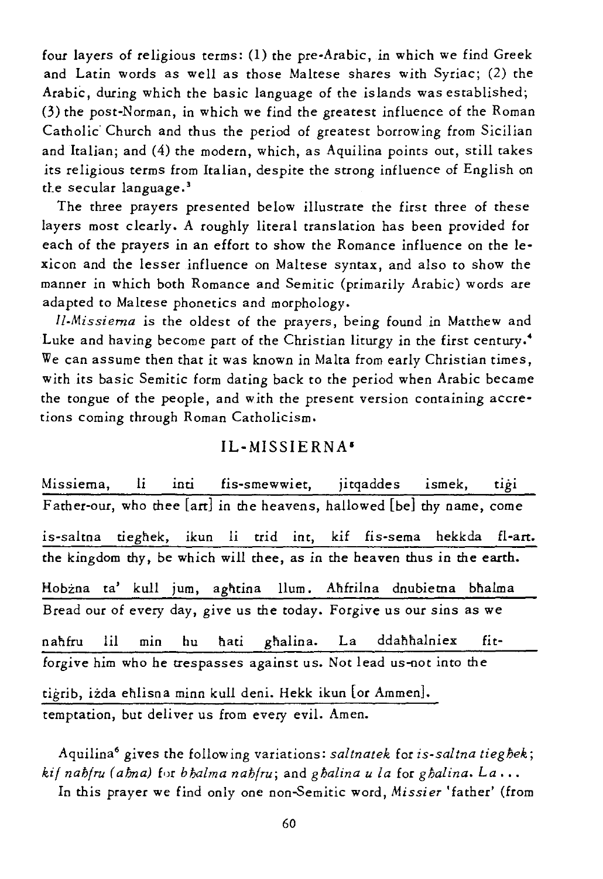four layers of religious terms: (1) the pre-Arabic, in which we find Greek and Latin words as well as those Maltese shares with Syriac; (2) the Arabic, during which the basic language of the islands was established; (3) the post-Norman, in which we find the greatest influence of the Roman Catholic Church and thus the period of greatest borrowing from Sicilian and Italian; and (4) the modern, which, as Aquilina points out, still takes its religious terms from Italian, despite the strong influence of English on the secular language.[3]

The three prayers presented below illustrate the first three of these layers most clearly. A roughly literal translation has been provided for each of the prayers in an effort to show the Romance influence on the lexicon and the lesser influence on Maltese syntax, and also to show the manner in which both Romance and Semitic (primarily Arabic) words are adapted to Maltese phonetics and morphology.

*Il-Missierna* is the oldest of the prayers, being found in Matthew and Luke and having become part of the Christian liturgy in the first century.[4] We can assume then that it was known in Malta from early Christian times, with its basic Semitic form dating back to the period when Arabic became the tongue of the people, and with the present version containing accretions coming through Roman Catholicism.

## IL-MISSIERNA[5]

Missiema, li inti fis-smewwiet, jitqaddes ismek, tiġi
Father-our, who thee [art] in the heavens, hallowed [be] thy name, come

is-saltna tieghek, ikun li trid int, kif fis-sema hekkda fl-art.
the kingdom thy, be which will thee, as in the heaven thus in the earth.

Hobżna ta' kull jum, aghtina llum. Aħfrilna dnubietna bħalma
Bread our of every day, give us the today. Forgive us our sins as we

naħfru lil min hu ħati għalina. La ddaħħalniex fit-
forgive him who he trespasses against us. Not lead us-not into the

tiġrib, iżda eħlisna minn kull deni. Hekk ikun [or Ammen].
temptation, but deliver us from every evil. Amen.

Aquilina[6] gives the following variations: *saltnatek* for *is-saltna tiegħek*; *kif naħfru (aħna)* for *bħalma naħfru*; and *għalina u la* for *għalina. La ...*

In this prayer we find only one non-Semitic word, *Missier* 'father' (from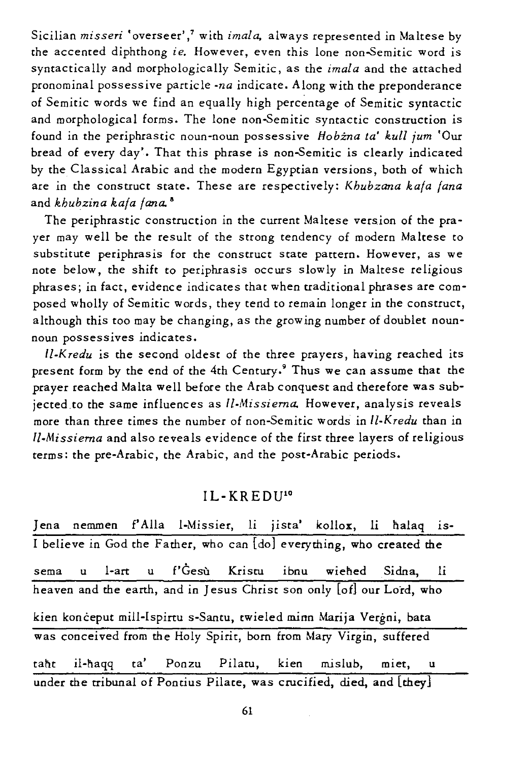Sicilian *misseri* 'overseer',[7] with *imala*, always represented in Maltese by the accented diphthong *ie*. However, even this lone non-Semitic word is syntactically and morphologically Semitic, as the *imala* and the attached pronominal possessive particle *-na* indicate. Along with the preponderance of Semitic words we find an equally high percentage of Semitic syntactic and morphological forms. The lone non-Semitic syntactic construction is found in the periphrastic noun-noun possessive *Hobżna ta' kull jum* 'Our bread of every day'. That this phrase is non-Semitic is clearly indicated by the Classical Arabic and the modern Egyptian versions, both of which are in the construct state. These are respectively: *Khubzana kafa fana* and *khubzina kafa fana*.[8]

The periphrastic construction in the current Maltese version of the prayer may well be the result of the strong tendency of modern Maltese to substitute periphrasis for the construct state pattern. However, as we note below, the shift to periphrasis occurs slowly in Maltese religious phrases; in fact, evidence indicates that when traditional phrases are composed wholly of Semitic words, they tend to remain longer in the construct, although this too may be changing, as the growing number of doublet noun-noun possessives indicates.

*Il-Kredu* is the second oldest of the three prayers, having reached its present form by the end of the 4th Century.[9] Thus we can assume that the prayer reached Malta well before the Arab conquest and therefore was subjected to the same influences as *Il-Missierna*. However, analysis reveals more than three times the number of non-Semitic words in *Il-Kredu* than in *Il-Missierna* and also reveals evidence of the first three layers of religious terms: the pre-Arabic, the Arabic, and the post-Arabic periods.

## IL-KREDU[10]

Jena nemmen f'Alla l-Missier, li jista' kollox, li ħalaq is-
I believe in God the Father, who can [do] everything, who created the

sema u l-art u f'Ġesù Kristu ibnu wieħed Sidna, li
heaven and the earth, and in Jesus Christ son only [of] our Lord, who

kien konċeput mill-Ispirtu s-Santu, twieled minn Marija Verġni, bata
was conceived from the Holy Spirit, born from Mary Virgin, suffered

taħt il-ħaqq ta' Ponzu Pilatu, kien mislub, miet, u
under the tribunal of Pontius Pilate, was crucified, died, and [they]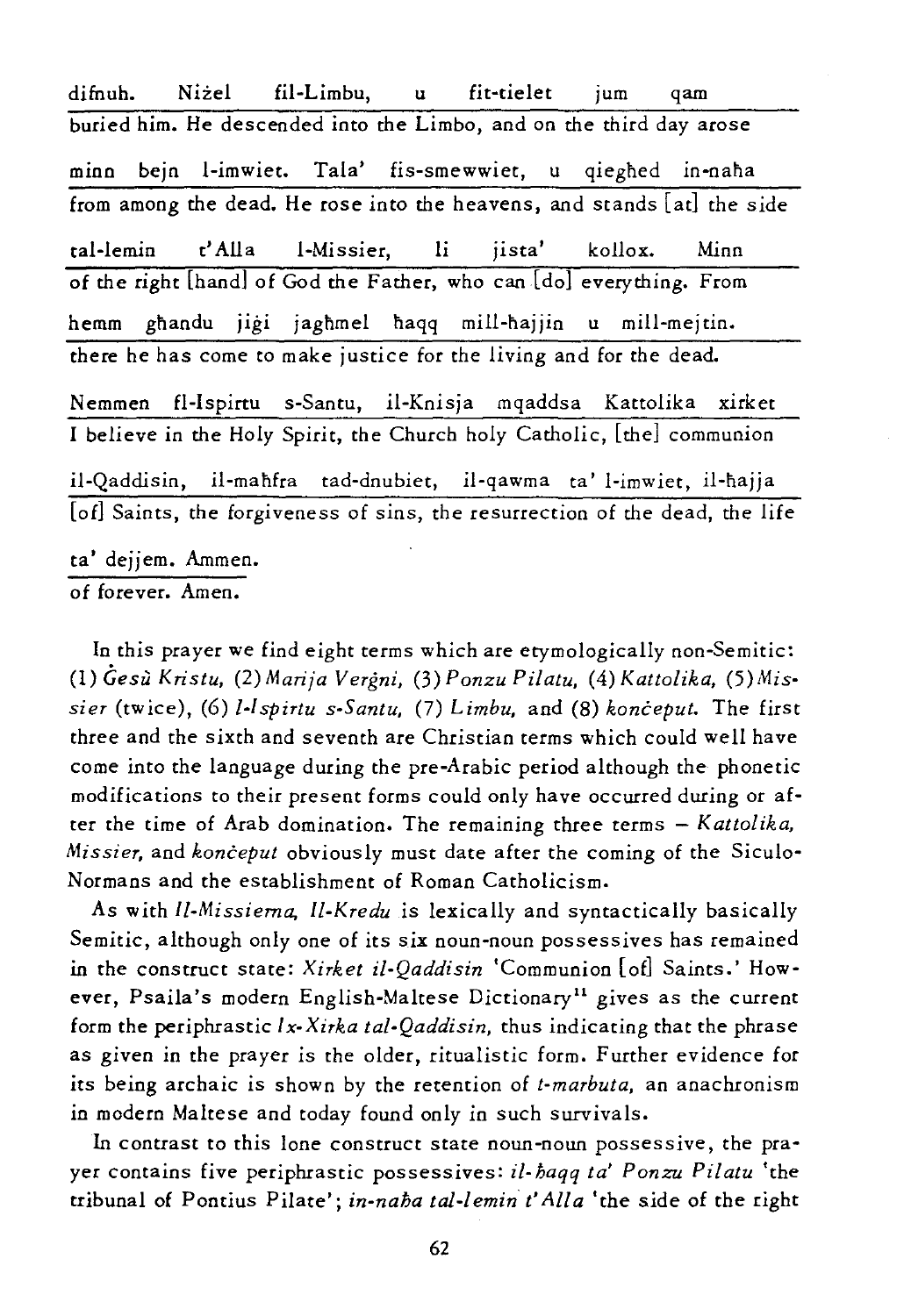difnuh. Nizel fil-Limbu, u fit-tielet jum qam

buried him. He descended into the Limbo, and on the third day arose

minn bejn l-imwiet. Tala' fis-smewwiet, u qiegħed in-naħa

from among the dead. He rose into the heavens, and stands [at] the side

tal-lemin t'Alla l-Missier, li jista' kollox. Minn

of the right [hand] of God the Father, who can [do] everything. From

hemm għandu jiġi jagħmel ħaqq mill-ħajjin u mill-mejtin.

there he has come to make justice for the living and for the dead.

Nemmen fl-Ispirtu s-Santu, il-Knisja mqaddsa Kattolika xirket

I believe in the Holy Spirit, the Church holy Catholic, [the] communion

il-Qaddisin, il-maħfra tad-dnubiet, il-qawma ta' l-imwiet, il-ħajja

[of] Saints, the forgiveness of sins, the resurrection of the dead, the life

ta' dejjem. Ammen.

of forever. Amen.

In this prayer we find eight terms which are etymologically non-Semitic: (1) *Ġesù Kristu*, (2) *Marija Verġni*, (3) *Ponzu Pilatu*, (4) *Kattolika*, (5) *Missier* (twice), (6) *l-Ispirtu s-Santu*, (7) *Limbu*, and (8) *konċeput*. The first three and the sixth and seventh are Christian terms which could well have come into the language during the pre-Arabic period although the phonetic modifications to their present forms could only have occurred during or after the time of Arab domination. The remaining three terms – *Kattolika*, *Missier*, and *konċeput* obviously must date after the coming of the Siculo-Normans and the establishment of Roman Catholicism.

As with *Il-Missierna*, *Il-Kredu* is lexically and syntactically basically Semitic, although only one of its six noun-noun possessives has remained in the construct state: *Xirket il-Qaddisin* 'Communion [of] Saints.' However, Psaila's modern English-Maltese Dictionary[11] gives as the current form the periphrastic *Ix-Xirka tal-Qaddisin*, thus indicating that the phrase as given in the prayer is the older, ritualistic form. Further evidence for its being archaic is shown by the retention of *t-marbuta*, an anachronism in modern Maltese and today found only in such survivals.

In contrast to this lone construct state noun-noun possessive, the prayer contains five periphrastic possessives: *il-ħaqq ta' Ponzu Pilatu* 'the tribunal of Pontius Pilate'; *in-naħa tal-lemin t'Alla* 'the side of the right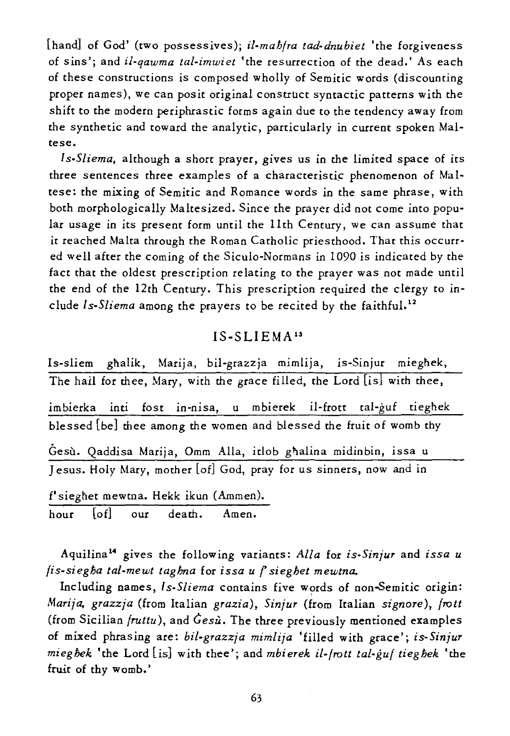[hand] of God' (two possessives); *il-maħfra tad-dnubiet* 'the forgiveness of sins'; and *il-qawma tal-imwiet* 'the resurrection of the dead.' As each of these constructions is composed wholly of Semitic words (discounting proper names), we can posit original construct syntactic patterns with the shift to the modern periphrastic forms again due to the tendency away from the synthetic and toward the analytic, particularly in current spoken Maltese.

*Is-Sliema*, although a short prayer, gives us in the limited space of its three sentences three examples of a characteristic phenomenon of Maltese: the mixing of Semitic and Romance words in the same phrase, with both morphologically Maltesized. Since the prayer did not come into popular usage in its present form until the 11th Century, we can assume that it reached Malta through the Roman Catholic priesthood. That this occurred well after the coming of the Siculo-Normans in 1090 is indicated by the fact that the oldest prescription relating to the prayer was not made until the end of the 12th Century. This prescription required the clergy to include *Is-Sliema* among the prayers to be recited by the faithful.[12]

## IS-SLIEMA[13]

Is-sliem għalik, Marija, bil-grazzja mimlija, is-Sinjur miegħek,
The hail for thee, Mary, with the grace filled, the Lord [is] with thee,

imbierka inti fost in-nisa, u mbierek il-frott tal-ġuf tiegħek
blessed [be] thee among the women and blessed the fruit of womb thy

Ġesù. Qaddisa Marija, Omm Alla, itlob għalina midinbin, issa u
Jesus. Holy Mary, mother [of] God, pray for us sinners, now and in

f'siegħet mewtna. Hekk ikun (Ammen).
hour [of] our death. Amen.

Aquilina[14] gives the following variants: *Alla* for *is-Sinjur* and *issa u fis-siegħa tal-mewt tagħna* for *issa u f' siegħet mewtna.*

Including names, *Is-Sliema* contains five words of non-Semitic origin: *Marija, grazzja* (from Italian *grazia*), *Sinjur* (from Italian *signore*), *frott* (from Sicilian *fruttu*), and *Ġesù*. The three previously mentioned examples of mixed phrasing are: *bil-grazzja mimlija* 'filled with grace'; *is-Sinjur miegħek* 'the Lord [is] with thee'; and *mbierek il-frott tal-ġuf tiegħek* 'the fruit of thy womb.'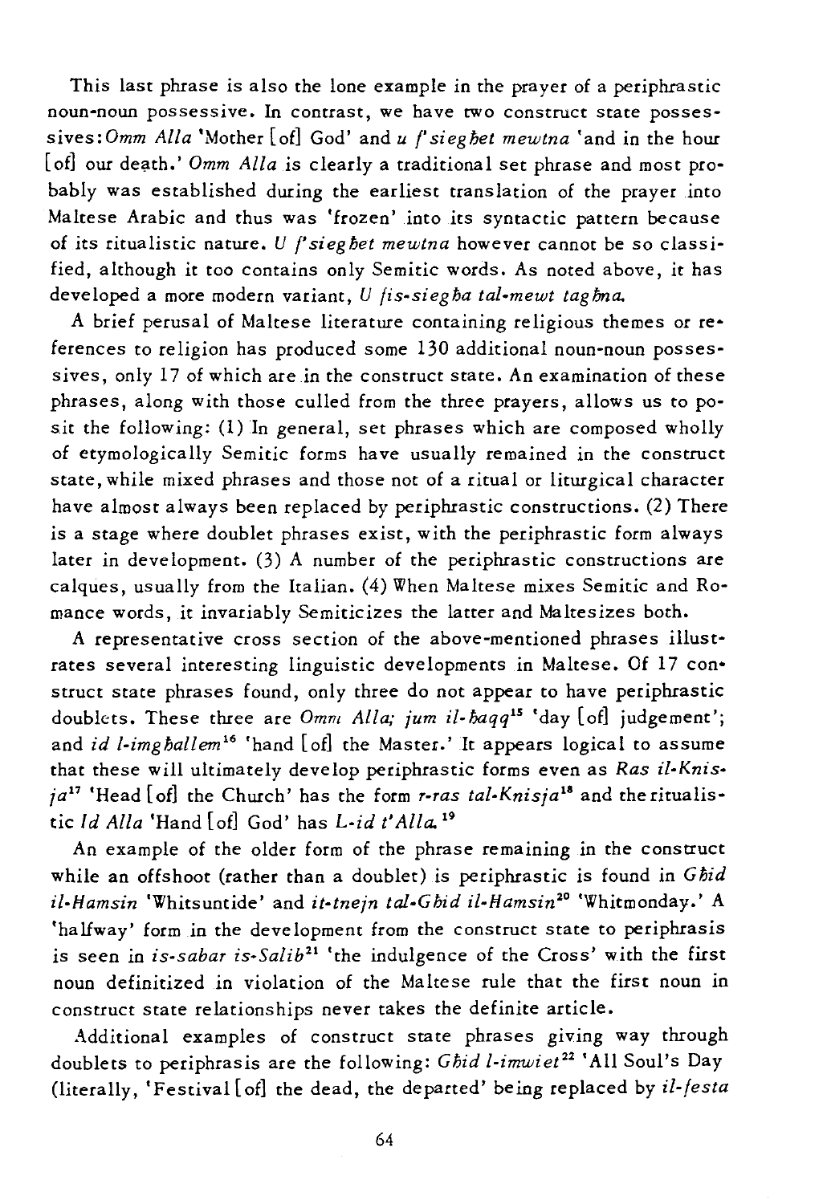This last phrase is also the lone example in the prayer of a periphrastic noun-noun possessive. In contrast, we have two construct state possessives: *Omm Alla* 'Mother [of] God' and *u f'siegħet mewtna* 'and in the hour [of] our death.' *Omm Alla* is clearly a traditional set phrase and most probably was established during the earliest translation of the prayer into Maltese Arabic and thus was 'frozen' into its syntactic pattern because of its ritualistic nature. *U f'siegħet mewtna* however cannot be so classified, although it too contains only Semitic words. As noted above, it has developed a more modern variant, *U fis-siegħa tal-mewt tagħna.*

A brief perusal of Maltese literature containing religious themes or references to religion has produced some 130 additional noun-noun possessives, only 17 of which are in the construct state. An examination of these phrases, along with those culled from the three prayers, allows us to posit the following: (1) In general, set phrases which are composed wholly of etymologically Semitic forms have usually remained in the construct state, while mixed phrases and those not of a ritual or liturgical character have almost always been replaced by periphrastic constructions. (2) There is a stage where doublet phrases exist, with the periphrastic form always later in development. (3) A number of the periphrastic constructions are calques, usually from the Italian. (4) When Maltese mixes Semitic and Romance words, it invariably Semiticizes the latter and Maltesizes both.

A representative cross section of the above-mentioned phrases illustrates several interesting linguistic developments in Maltese. Of 17 construct state phrases found, only three do not appear to have periphrastic doublets. These three are *Omm Alla; jum il-ħaqq*[15] 'day [of] judgement'; and *id l-imgħallem*[16] 'hand [of] the Master.' It appears logical to assume that these will ultimately develop periphrastic forms even as *Ras il-Knisja*[17] 'Head [of] the Church' has the form *r-ras tal-Knisja*[18] and the ritualistic *Id Alla* 'Hand [of] God' has *L-id t'Alla.*[19]

An example of the older form of the phrase remaining in the construct while an offshoot (rather than a doublet) is periphrastic is found in *Għid il-Hamsin* 'Whitsuntide' and *it-tnejn tal-Għid il-Hamsin*[20] 'Whitmonday.' A 'halfway' form in the development from the construct state to periphrasis is seen in *is-sabar is-Salib*[21] 'the indulgence of the Cross' with the first noun definitized in violation of the Maltese rule that the first noun in construct state relationships never takes the definite article.

Additional examples of construct state phrases giving way through doublets to periphrasis are the following: *Għid l-imwiet*[22] 'All Soul's Day (literally, 'Festival [of] the dead, the departed' being replaced by *il-festa*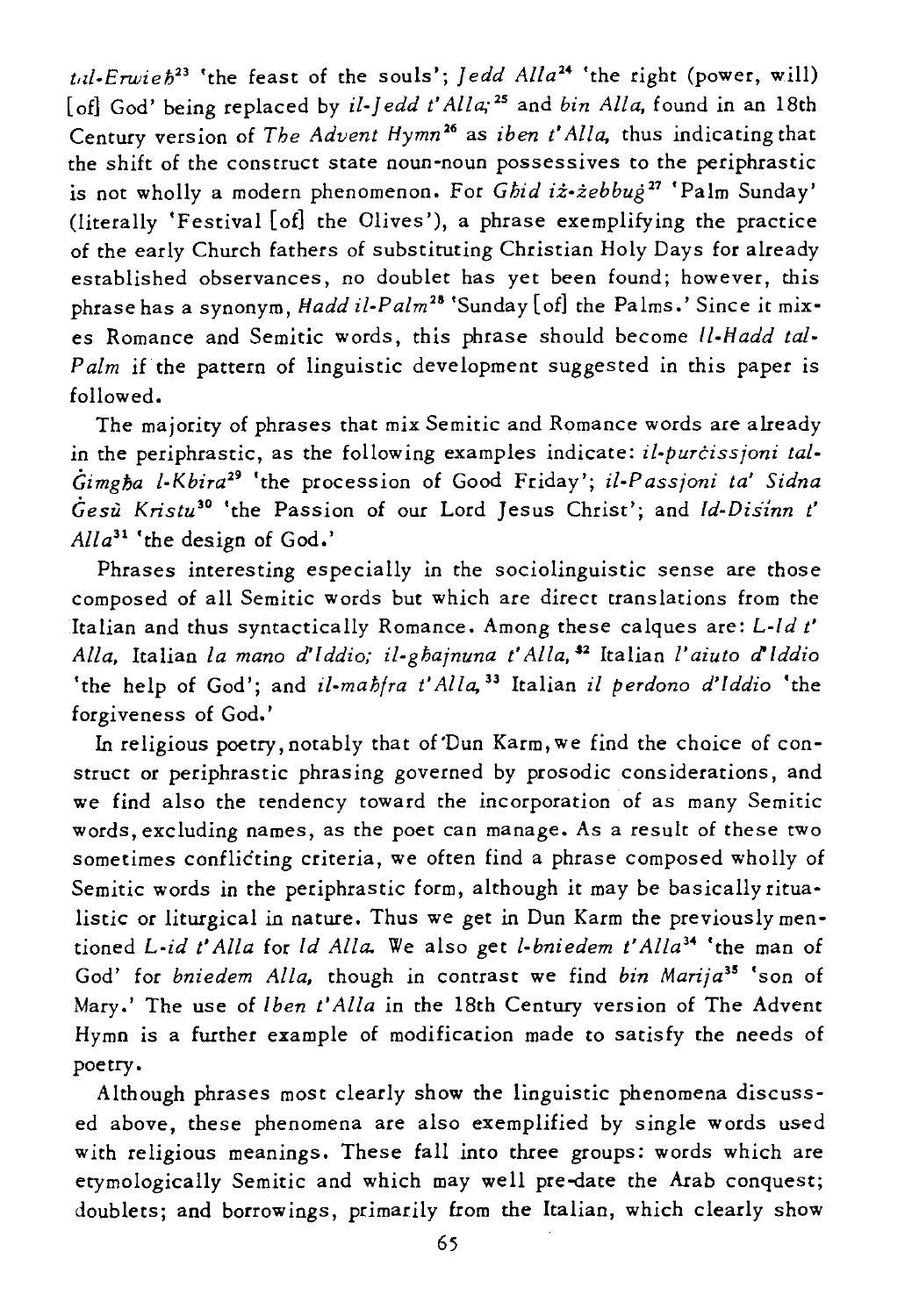*tal-Erwieħ*[23] 'the feast of the souls'; *Jedd Alla*[24] 'the right (power, will) [of] God' being replaced by *il-Jedd t'Alla*;[25] and *bin Alla*, found in an 18th Century version of *The Advent Hymn*[26] as *iben t'Alla*, thus indicating that the shift of the construct state noun-noun possessives to the periphrastic is not wholly a modern phenomenon. For *Għid iż-żebbuġ*[27] 'Palm Sunday' (literally 'Festival [of] the Olives'), a phrase exemplifying the practice of the early Church fathers of substituting Christian Holy Days for already established observances, no doublet has yet been found; however, this phrase has a synonym, *Ħadd il-Palm*[28] 'Sunday [of] the Palms.' Since it mixes Romance and Semitic words, this phrase should become *Il-Ħadd tal-Palm* if the pattern of linguistic development suggested in this paper is followed.

The majority of phrases that mix Semitic and Romance words are already in the periphrastic, as the following examples indicate: *il-purċissjoni tal-Ġimgħa l-Kbira*[29] 'the procession of Good Friday'; *il-Passjoni ta' Sidna Ġesù Kristu*[30] 'the Passion of our Lord Jesus Christ'; and *Id-Disinn t' Alla*[31] 'the design of God.'

Phrases interesting especially in the sociolinguistic sense are those composed of all Semitic words but which are direct translations from the Italian and thus syntactically Romance. Among these calques are: *L-Id t' Alla*, Italian *la mano d'Iddio*; *il-għajnuna t'Alla*,[32] Italian *l'aiuto d'Iddio* 'the help of God'; and *il-maħfra t'Alla*,[33] Italian *il perdono d'Iddio* 'the forgiveness of God.'

In religious poetry, notably that of Dun Karm, we find the choice of construct or periphrastic phrasing governed by prosodic considerations, and we find also the tendency toward the incorporation of as many Semitic words, excluding names, as the poet can manage. As a result of these two sometimes conflicting criteria, we often find a phrase composed wholly of Semitic words in the periphrastic form, although it may be basically ritualistic or liturgical in nature. Thus we get in Dun Karm the previously mentioned *L-id t'Alla* for *Id Alla*. We also get *l-bniedem t'Alla*[34] 'the man of God' for *bniedem Alla*, though in contrast we find *bin Marija*[35] 'son of Mary.' The use of *Iben t'Alla* in the 18th Century version of The Advent Hymn is a further example of modification made to satisfy the needs of poetry.

Although phrases most clearly show the linguistic phenomena discussed above, these phenomena are also exemplified by single words used with religious meanings. These fall into three groups: words which are etymologically Semitic and which may well pre-date the Arab conquest; doublets; and borrowings, primarily from the Italian, which clearly show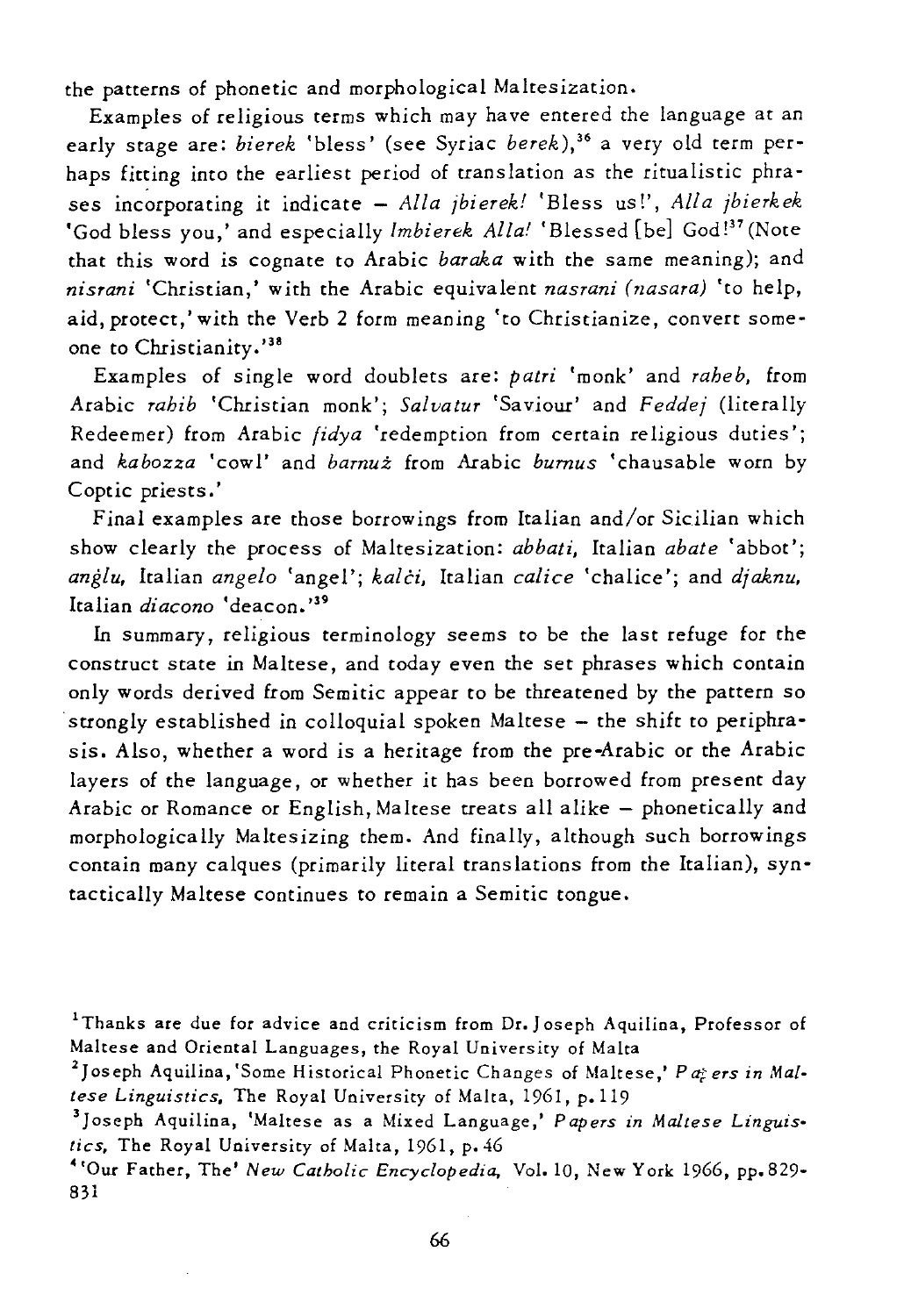the patterns of phonetic and morphological Maltesization.

Examples of religious terms which may have entered the language at an early stage are: *bierek* 'bless' (see Syriac *berek*),[36] a very old term perhaps fitting into the earliest period of translation as the ritualistic phrases incorporating it indicate – *Alla jbierek!* 'Bless us!', *Alla jbierkek* 'God bless you,' and especially *Imbierek Alla!* 'Blessed [be] God!'[37] (Note that this word is cognate to Arabic *baraka* with the same meaning); and *nisrani* 'Christian,' with the Arabic equivalent *nasrani (nasara)* 'to help, aid, protect,' with the Verb 2 form meaning 'to Christianize, convert someone to Christianity.'[38]

Examples of single word doublets are: *patri* 'monk' and *raheb*, from Arabic *rahib* 'Christian monk'; *Salvatur* 'Saviour' and *Feddej* (literally Redeemer) from Arabic *fidya* 'redemption from certain religious duties'; and *kabozza* 'cowl' and *barnuż* from Arabic *burnus* 'chausable worn by Coptic priests.'

Final examples are those borrowings from Italian and/or Sicilian which show clearly the process of Maltesization: *abbati*, Italian *abate* 'abbot'; *anġlu*, Italian *angelo* 'angel'; *kalċi*, Italian *calice* 'chalice'; and *djaknu*, Italian *diacono* 'deacon.'[39]

In summary, religious terminology seems to be the last refuge for the construct state in Maltese, and today even the set phrases which contain only words derived from Semitic appear to be threatened by the pattern so strongly established in colloquial spoken Maltese – the shift to periphrasis. Also, whether a word is a heritage from the pre-Arabic or the Arabic layers of the language, or whether it has been borrowed from present day Arabic or Romance or English, Maltese treats all alike – phonetically and morphologically Maltesizing them. And finally, although such borrowings contain many calques (primarily literal translations from the Italian), syntactically Maltese continues to remain a Semitic tongue.

---

[1]Thanks are due for advice and criticism from Dr. Joseph Aquilina, Professor of Maltese and Oriental Languages, the Royal University of Malta

[2]Joseph Aquilina, 'Some Historical Phonetic Changes of Maltese,' *Papers in Maltese Linguistics*, The Royal University of Malta, 1961, p. 119

[3]Joseph Aquilina, 'Maltese as a Mixed Language,' *Papers in Maltese Linguistics*, The Royal University of Malta, 1961, p. 46

[4]'Our Father, The' *New Catholic Encyclopedia*, Vol. 10, New York 1966, pp. 829-831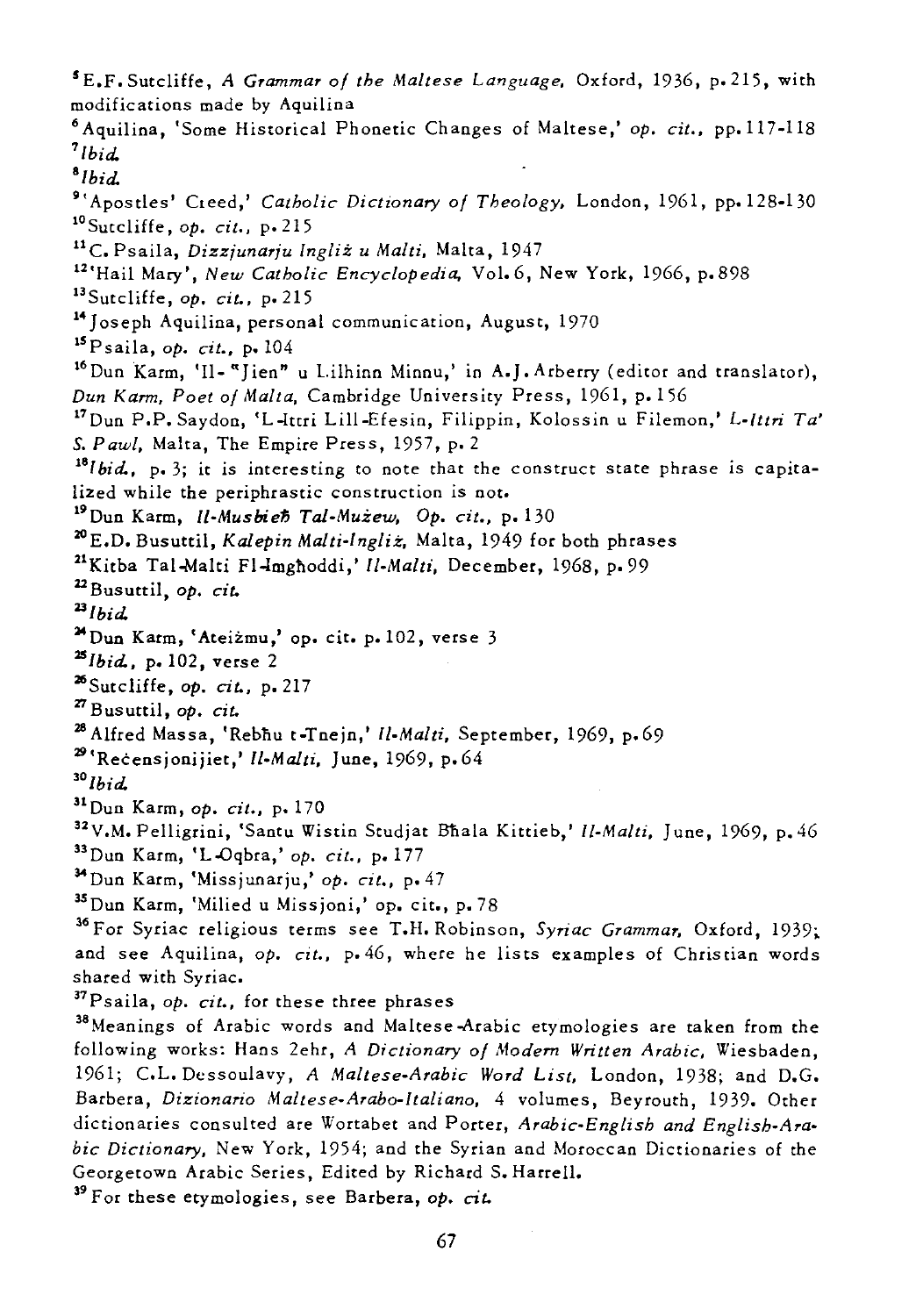[5]E.F. Sutcliffe, *A Grammar of the Maltese Language,* Oxford, 1936, p. 215, with modifications made by Aquilina

[6]Aquilina, 'Some Historical Phonetic Changes of Maltese,' *op. cit.*, pp. 117-118

[7]*Ibid.*

[8]*Ibid.*

[9]'Apostles' Creed,' *Catholic Dictionary of Theology,* London, 1961, pp. 128-130

[10]Sutcliffe, *op. cit.*, p. 215

[11]C. Psaila, *Dizzjunarju Ingliż u Malti,* Malta, 1947

[12]'Hail Mary', *New Catholic Encyclopedia,* Vol. 6, New York, 1966, p. 898

[13]Sutcliffe, *op. cit.*, p. 215

[14]Joseph Aquilina, personal communication, August, 1970

[15]Psaila, *op. cit.*, p. 104

[16]Dun Karm, 'Il-"Jien" u Lilhinn Minnu,' in A.J. Arberry (editor and translator), *Dun Karm, Poet of Malta,* Cambridge University Press, 1961, p. 156

[17]Dun P.P. Saydon, 'L-Ittri Lill-Efesin, Filippin, Kolossin u Filemon,' *L-Ittri Ta' S. Pawl,* Malta, The Empire Press, 1957, p. 2

[18]*Ibid.*, p. 3; it is interesting to note that the construct state phrase is capitalized while the periphrastic construction is not.

[19]Dun Karm, *Il-Musbieħ Tal-Mużew, Op. cit.*, p. 130

[20]E.D. Busuttil, *Kalepin Malti-Ingliż,* Malta, 1949 for both phrases

[21]Kitba Tal-Malti Fl-Imgħoddi,' *Il-Malti,* December, 1968, p. 99

[22]Busuttil, *op. cit.*

[23]*Ibid.*

[24]Dun Karm, 'Ateiżmu,' op. cit. p. 102, verse 3

[25]*Ibid.*, p. 102, verse 2

[26]Sutcliffe, *op. cit.*, p. 217

[27]Busuttil, *op. cit.*

[28]Alfred Massa, 'Rebħu t-Tnejn,' *Il-Malti,* September, 1969, p. 69

[29]'Reċensjonijiet,' *Il-Malti,* June, 1969, p. 64

[30]*Ibid.*

[31]Dun Karm, *op. cit.*, p. 170

[32]V.M. Pelligrini, 'Santu Wistin Studjat Bħala Kittieb,' *Il-Malti,* June, 1969, p. 46

[33]Dun Karm, 'L-Oqbra,' *op. cit.*, p. 177

[34]Dun Karm, 'Missjunarju,' *op. cit.*, p. 47

[35]Dun Karm, 'Milied u Missjoni,' op. cit., p. 78

[36]For Syriac religious terms see T.H. Robinson, *Syriac Grammar,* Oxford, 1939; and see Aquilina, *op. cit.*, p. 46, where he lists examples of Christian words shared with Syriac.

[37]Psaila, *op. cit.*, for these three phrases

[38]Meanings of Arabic words and Maltese-Arabic etymologies are taken from the following works: Hans Zehr, *A Dictionary of Modern Written Arabic,* Wiesbaden, 1961; C.L. Dessoulavy, *A Maltese-Arabic Word List,* London, 1938; and D.G. Barbera, *Dizionario Maltese-Arabo-Italiano,* 4 volumes, Beyrouth, 1939. Other dictionaries consulted are Wortabet and Porter, *Arabic-English and English-Arabic Dictionary,* New York, 1954; and the Syrian and Moroccan Dictionaries of the Georgetown Arabic Series, Edited by Richard S. Harrell.

[39]For these etymologies, see Barbera, *op. cit.*